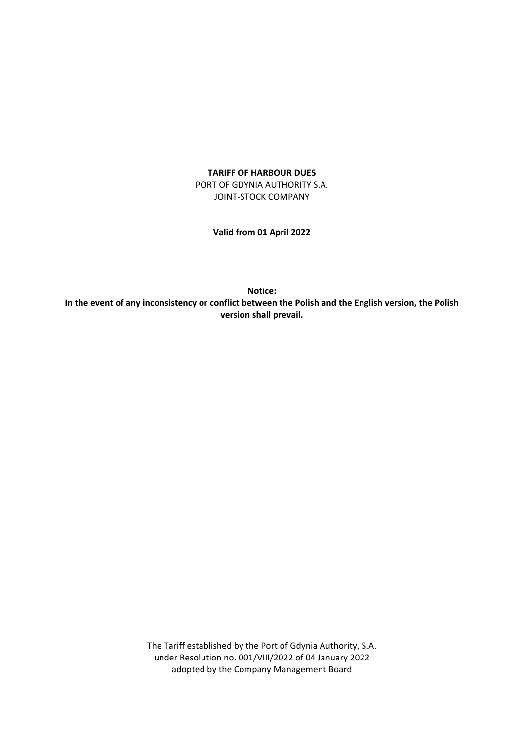# TARIFF OF HARBOUR DUES

PORT OF GDYNIA AUTHORITY S.A.
JOINT-STOCK COMPANY

**Valid from 01 April 2022**

**Notice:**
**In the event of any inconsistency or conflict between the Polish and the English version, the Polish version shall prevail.**

The Tariff established by the Port of Gdynia Authority, S.A.
under Resolution no. 001/VIII/2022 of 04 January 2022
adopted by the Company Management Board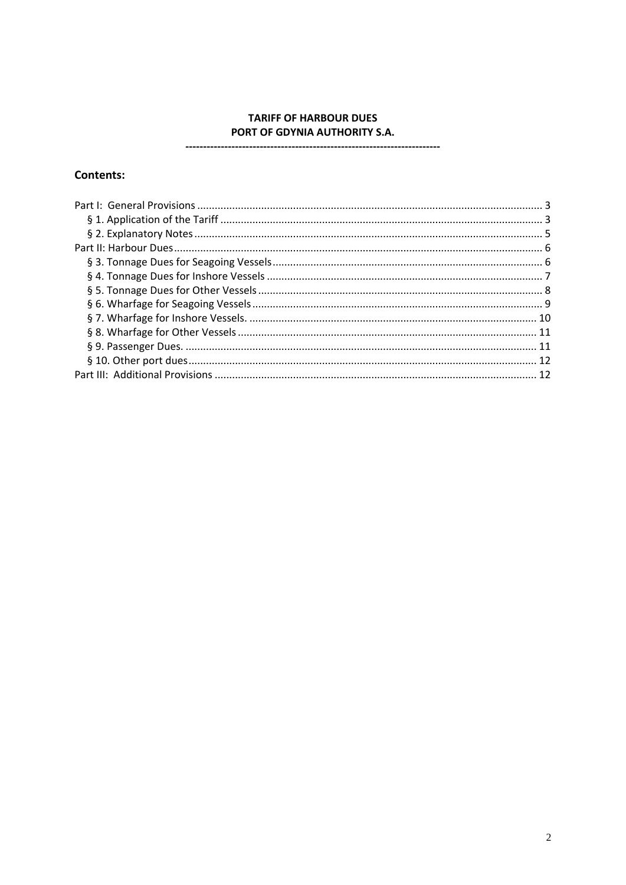**TARIFF OF HARBOUR DUES**
**PORT OF GDYNIA AUTHORITY S.A.**

----------------------------------------------------------------------

## Contents:

Part I: General Provisions ..................................................................... 3
- § 1. Application of the Tariff ..................................................................... 3
- § 2. Explanatory Notes ..................................................................... 5

Part II: Harbour Dues ..................................................................... 6
- § 3. Tonnage Dues for Seagoing Vessels ..................................................................... 6
- § 4. Tonnage Dues for Inshore Vessels ..................................................................... 7
- § 5. Tonnage Dues for Other Vessels ..................................................................... 8
- § 6. Wharfage for Seagoing Vessels ..................................................................... 9
- § 7. Wharfage for Inshore Vessels. ..................................................................... 10
- § 8. Wharfage for Other Vessels ..................................................................... 11
- § 9. Passenger Dues. ..................................................................... 11
- § 10. Other port dues ..................................................................... 12

Part III: Additional Provisions ..................................................................... 12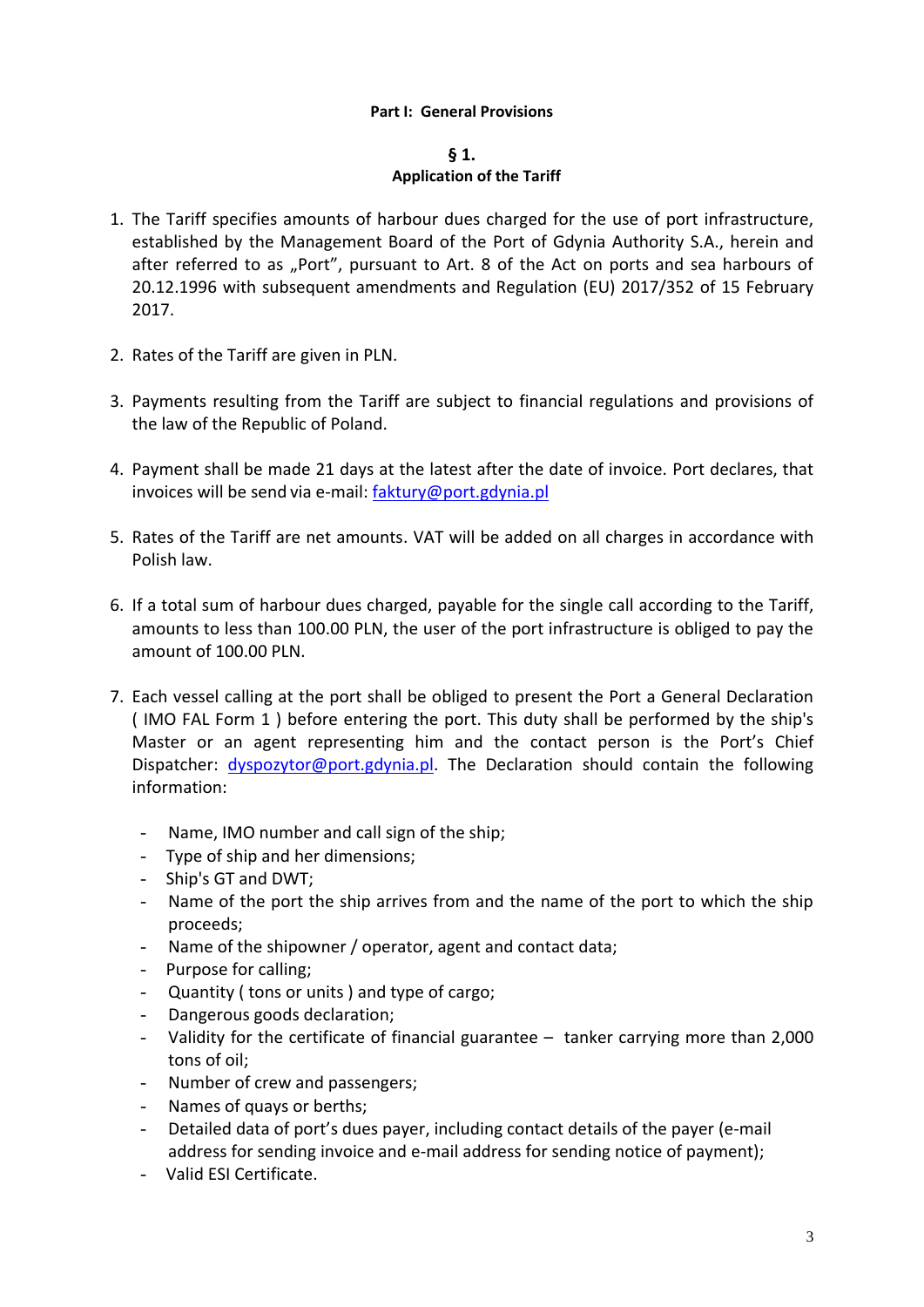## Part I: General Provisions

### § 1.
### Application of the Tariff

1. The Tariff specifies amounts of harbour dues charged for the use of port infrastructure, established by the Management Board of the Port of Gdynia Authority S.A., herein and after referred to as „Port", pursuant to Art. 8 of the Act on ports and sea harbours of 20.12.1996 with subsequent amendments and Regulation (EU) 2017/352 of 15 February 2017.

2. Rates of the Tariff are given in PLN.

3. Payments resulting from the Tariff are subject to financial regulations and provisions of the law of the Republic of Poland.

4. Payment shall be made 21 days at the latest after the date of invoice. Port declares, that invoices will be send via e-mail: faktury@port.gdynia.pl

5. Rates of the Tariff are net amounts. VAT will be added on all charges in accordance with Polish law.

6. If a total sum of harbour dues charged, payable for the single call according to the Tariff, amounts to less than 100.00 PLN, the user of the port infrastructure is obliged to pay the amount of 100.00 PLN.

7. Each vessel calling at the port shall be obliged to present the Port a General Declaration ( IMO FAL Form 1 ) before entering the port. This duty shall be performed by the ship's Master or an agent representing him and the contact person is the Port's Chief Dispatcher: dyspozytor@port.gdynia.pl. The Declaration should contain the following information:

   - Name, IMO number and call sign of the ship;
   - Type of ship and her dimensions;
   - Ship's GT and DWT;
   - Name of the port the ship arrives from and the name of the port to which the ship proceeds;
   - Name of the shipowner / operator, agent and contact data;
   - Purpose for calling;
   - Quantity ( tons or units ) and type of cargo;
   - Dangerous goods declaration;
   - Validity for the certificate of financial guarantee – tanker carrying more than 2,000 tons of oil;
   - Number of crew and passengers;
   - Names of quays or berths;
   - Detailed data of port's dues payer, including contact details of the payer (e-mail address for sending invoice and e-mail address for sending notice of payment);
   - Valid ESI Certificate.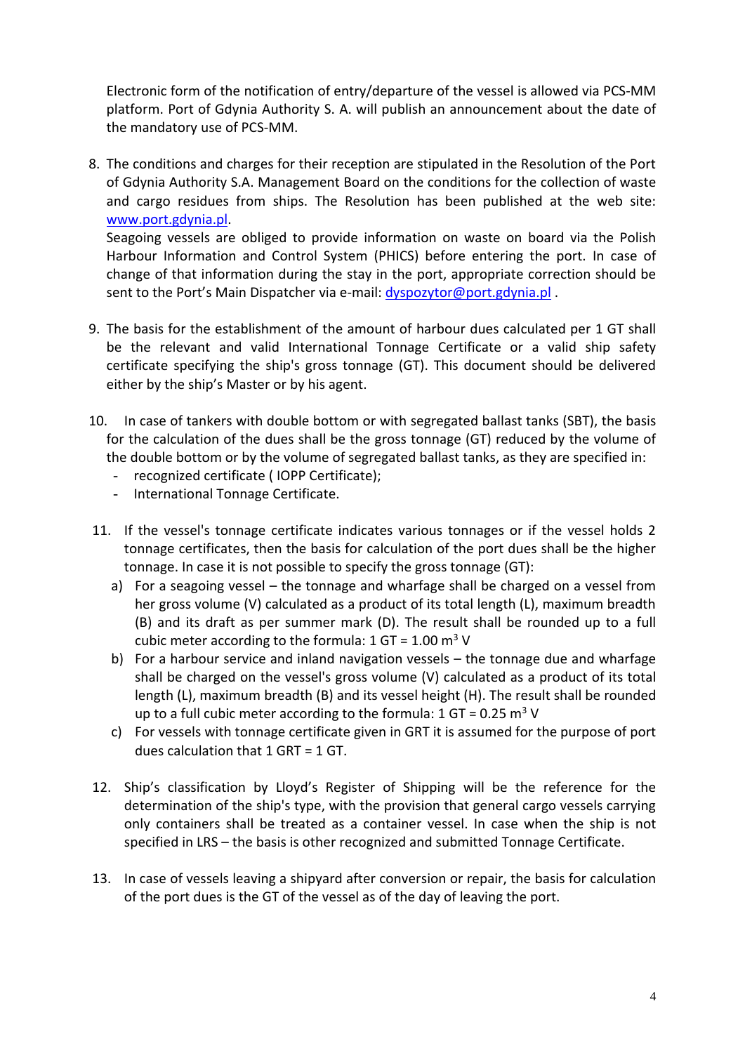Electronic form of the notification of entry/departure of the vessel is allowed via PCS-MM platform. Port of Gdynia Authority S. A. will publish an announcement about the date of the mandatory use of PCS-MM.

8. The conditions and charges for their reception are stipulated in the Resolution of the Port of Gdynia Authority S.A. Management Board on the conditions for the collection of waste and cargo residues from ships. The Resolution has been published at the web site: www.port.gdynia.pl.
   Seagoing vessels are obliged to provide information on waste on board via the Polish Harbour Information and Control System (PHICS) before entering the port. In case of change of that information during the stay in the port, appropriate correction should be sent to the Port's Main Dispatcher via e-mail: dyspozytor@port.gdynia.pl .

9. The basis for the establishment of the amount of harbour dues calculated per 1 GT shall be the relevant and valid International Tonnage Certificate or a valid ship safety certificate specifying the ship's gross tonnage (GT). This document should be delivered either by the ship's Master or by his agent.

10. In case of tankers with double bottom or with segregated ballast tanks (SBT), the basis for the calculation of the dues shall be the gross tonnage (GT) reduced by the volume of the double bottom or by the volume of segregated ballast tanks, as they are specified in:
    - recognized certificate ( IOPP Certificate);
    - International Tonnage Certificate.

11. If the vessel's tonnage certificate indicates various tonnages or if the vessel holds 2 tonnage certificates, then the basis for calculation of the port dues shall be the higher tonnage. In case it is not possible to specify the gross tonnage (GT):
    a) For a seagoing vessel – the tonnage and wharfage shall be charged on a vessel from her gross volume (V) calculated as a product of its total length (L), maximum breadth (B) and its draft as per summer mark (D). The result shall be rounded up to a full cubic meter according to the formula: 1 GT = 1.00 $m^3$ V
    b) For a harbour service and inland navigation vessels – the tonnage due and wharfage shall be charged on the vessel's gross volume (V) calculated as a product of its total length (L), maximum breadth (B) and its vessel height (H). The result shall be rounded up to a full cubic meter according to the formula: 1 GT = 0.25 $m^3$ V
    c) For vessels with tonnage certificate given in GRT it is assumed for the purpose of port dues calculation that 1 GRT = 1 GT.

12. Ship's classification by Lloyd's Register of Shipping will be the reference for the determination of the ship's type, with the provision that general cargo vessels carrying only containers shall be treated as a container vessel. In case when the ship is not specified in LRS – the basis is other recognized and submitted Tonnage Certificate.

13. In case of vessels leaving a shipyard after conversion or repair, the basis for calculation of the port dues is the GT of the vessel as of the day of leaving the port.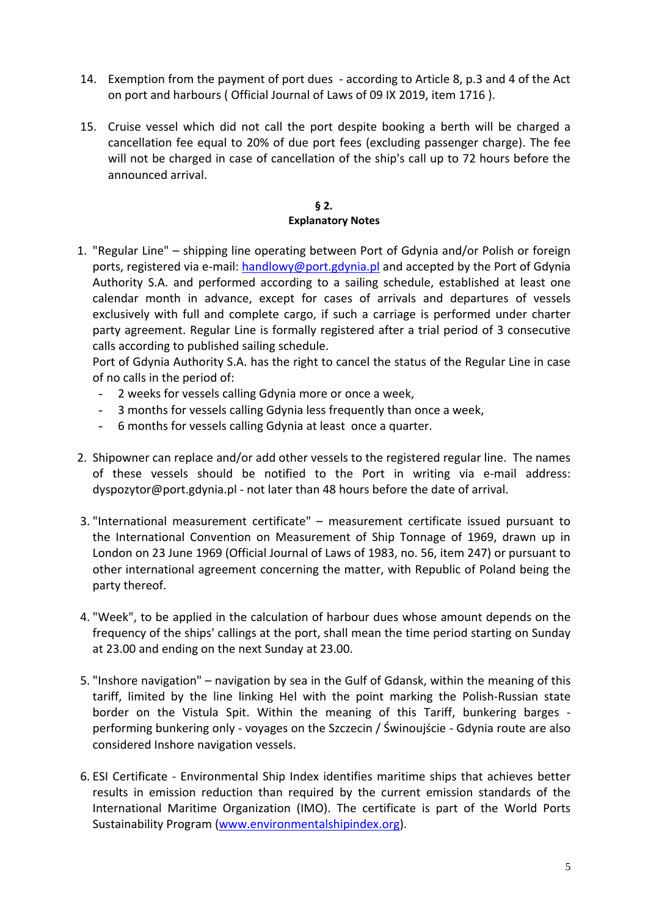14. Exemption from the payment of port dues - according to Article 8, p.3 and 4 of the Act on port and harbours ( Official Journal of Laws of 09 IX 2019, item 1716 ).

15. Cruise vessel which did not call the port despite booking a berth will be charged a cancellation fee equal to 20% of due port fees (excluding passenger charge). The fee will not be charged in case of cancellation of the ship's call up to 72 hours before the announced arrival.

## § 2.
## Explanatory Notes

1. "Regular Line" – shipping line operating between Port of Gdynia and/or Polish or foreign ports, registered via e-mail: handlowy@port.gdynia.pl and accepted by the Port of Gdynia Authority S.A. and performed according to a sailing schedule, established at least one calendar month in advance, except for cases of arrivals and departures of vessels exclusively with full and complete cargo, if such a carriage is performed under charter party agreement. Regular Line is formally registered after a trial period of 3 consecutive calls according to published sailing schedule.
   Port of Gdynia Authority S.A. has the right to cancel the status of the Regular Line in case of no calls in the period of:
   - 2 weeks for vessels calling Gdynia more or once a week,
   - 3 months for vessels calling Gdynia less frequently than once a week,
   - 6 months for vessels calling Gdynia at least once a quarter.

2. Shipowner can replace and/or add other vessels to the registered regular line. The names of these vessels should be notified to the Port in writing via e-mail address: dyspozytor@port.gdynia.pl - not later than 48 hours before the date of arrival.

3. "International measurement certificate" – measurement certificate issued pursuant to the International Convention on Measurement of Ship Tonnage of 1969, drawn up in London on 23 June 1969 (Official Journal of Laws of 1983, no. 56, item 247) or pursuant to other international agreement concerning the matter, with Republic of Poland being the party thereof.

4. "Week", to be applied in the calculation of harbour dues whose amount depends on the frequency of the ships' callings at the port, shall mean the time period starting on Sunday at 23.00 and ending on the next Sunday at 23.00.

5. "Inshore navigation" – navigation by sea in the Gulf of Gdansk, within the meaning of this tariff, limited by the line linking Hel with the point marking the Polish-Russian state border on the Vistula Spit. Within the meaning of this Tariff, bunkering barges - performing bunkering only - voyages on the Szczecin / Świnoujście - Gdynia route are also considered Inshore navigation vessels.

6. ESI Certificate - Environmental Ship Index identifies maritime ships that achieves better results in emission reduction than required by the current emission standards of the International Maritime Organization (IMO). The certificate is part of the World Ports Sustainability Program (www.environmentalshipindex.org).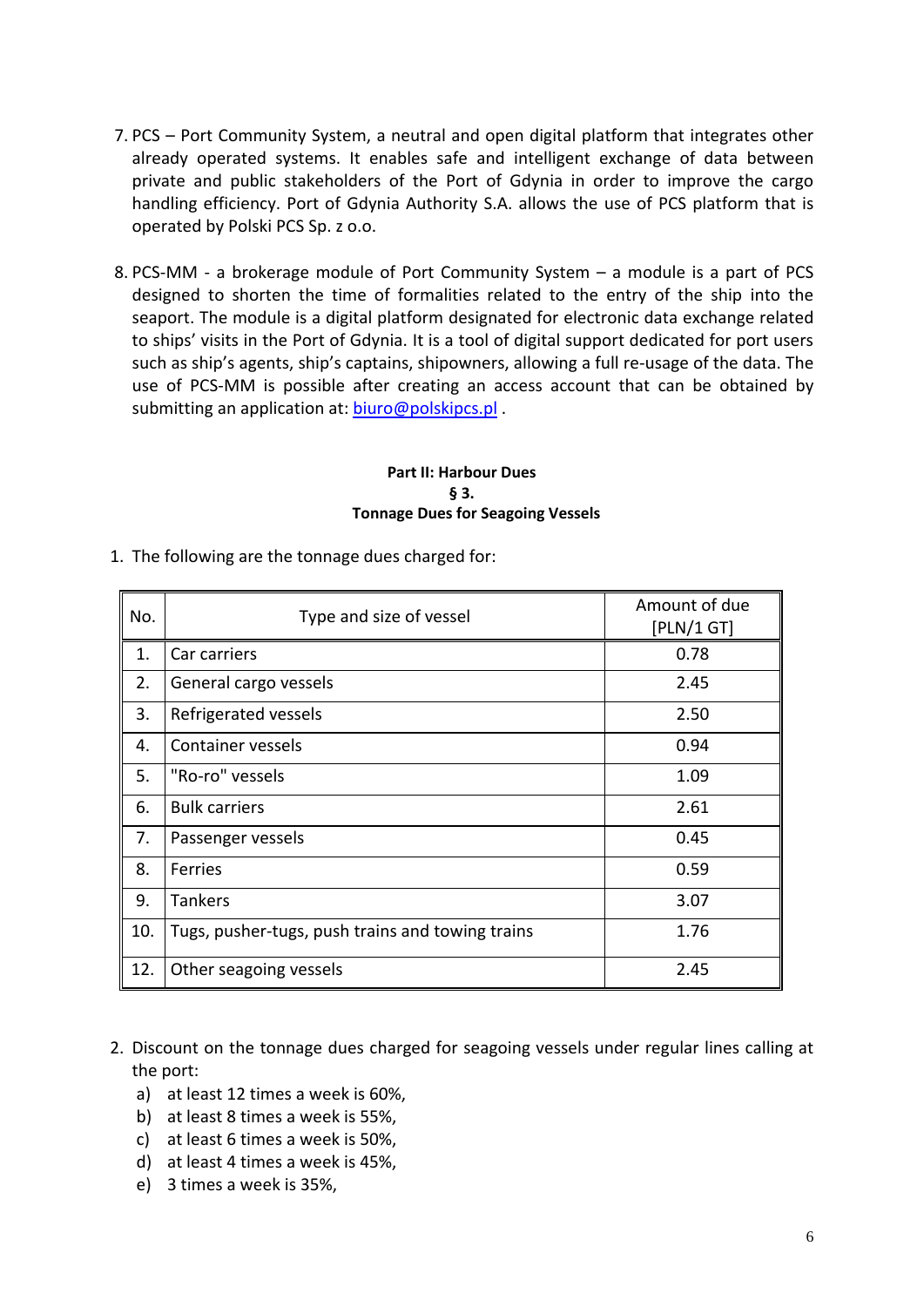7. PCS – Port Community System, a neutral and open digital platform that integrates other already operated systems. It enables safe and intelligent exchange of data between private and public stakeholders of the Port of Gdynia in order to improve the cargo handling efficiency. Port of Gdynia Authority S.A. allows the use of PCS platform that is operated by Polski PCS Sp. z o.o.

8. PCS-MM - a brokerage module of Port Community System – a module is a part of PCS designed to shorten the time of formalities related to the entry of the ship into the seaport. The module is a digital platform designated for electronic data exchange related to ships' visits in the Port of Gdynia. It is a tool of digital support dedicated for port users such as ship's agents, ship's captains, shipowners, allowing a full re-usage of the data. The use of PCS-MM is possible after creating an access account that can be obtained by submitting an application at: biuro@polskipcs.pl .

**Part II: Harbour Dues**

**§ 3.**

**Tonnage Dues for Seagoing Vessels**

1. The following are the tonnage dues charged for:

| No. | Type and size of vessel | Amount of due [PLN/1 GT] |
|---|---|---|
| 1. | Car carriers | 0.78 |
| 2. | General cargo vessels | 2.45 |
| 3. | Refrigerated vessels | 2.50 |
| 4. | Container vessels | 0.94 |
| 5. | "Ro-ro" vessels | 1.09 |
| 6. | Bulk carriers | 2.61 |
| 7. | Passenger vessels | 0.45 |
| 8. | Ferries | 0.59 |
| 9. | Tankers | 3.07 |
| 10. | Tugs, pusher-tugs, push trains and towing trains | 1.76 |
| 12. | Other seagoing vessels | 2.45 |

2. Discount on the tonnage dues charged for seagoing vessels under regular lines calling at the port:
   a) at least 12 times a week is 60%,
   b) at least 8 times a week is 55%,
   c) at least 6 times a week is 50%,
   d) at least 4 times a week is 45%,
   e) 3 times a week is 35%,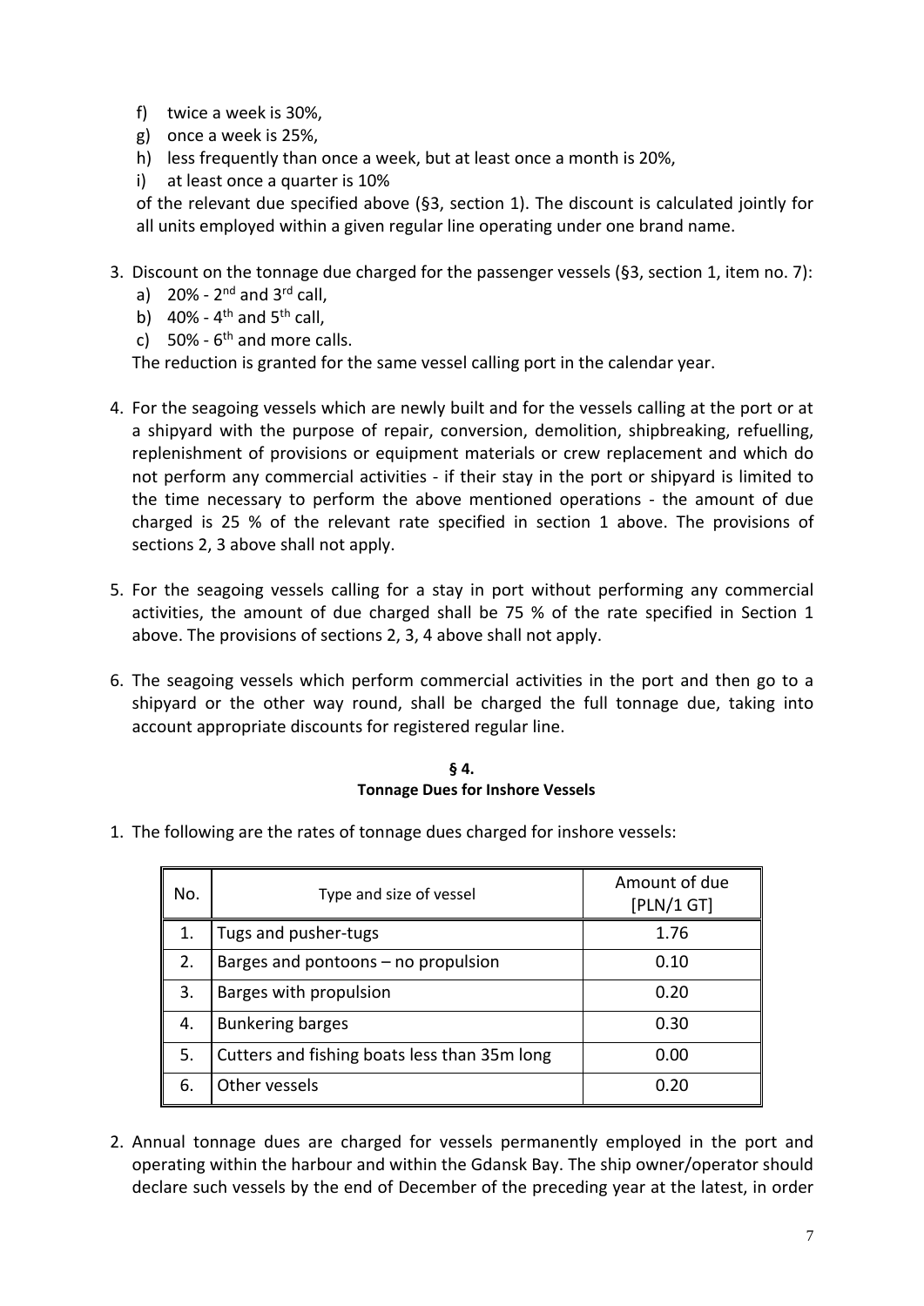f) twice a week is 30%,
g) once a week is 25%,
h) less frequently than once a week, but at least once a month is 20%,
i) at least once a quarter is 10%

of the relevant due specified above (§3, section 1). The discount is calculated jointly for all units employed within a given regular line operating under one brand name.

3. Discount on the tonnage due charged for the passenger vessels (§3, section 1, item no. 7):
   a) 20% - 2nd and 3rd call,
   b) 40% - 4th and 5th call,
   c) 50% - 6th and more calls.

   The reduction is granted for the same vessel calling port in the calendar year.

4. For the seagoing vessels which are newly built and for the vessels calling at the port or at a shipyard with the purpose of repair, conversion, demolition, shipbreaking, refuelling, replenishment of provisions or equipment materials or crew replacement and which do not perform any commercial activities - if their stay in the port or shipyard is limited to the time necessary to perform the above mentioned operations - the amount of due charged is 25 % of the relevant rate specified in section 1 above. The provisions of sections 2, 3 above shall not apply.

5. For the seagoing vessels calling for a stay in port without performing any commercial activities, the amount of due charged shall be 75 % of the rate specified in Section 1 above. The provisions of sections 2, 3, 4 above shall not apply.

6. The seagoing vessels which perform commercial activities in the port and then go to a shipyard or the other way round, shall be charged the full tonnage due, taking into account appropriate discounts for registered regular line.

## § 4.
## Tonnage Dues for Inshore Vessels

1. The following are the rates of tonnage dues charged for inshore vessels:

| No. | Type and size of vessel | Amount of due [PLN/1 GT] |
|---|---|---|
| 1. | Tugs and pusher-tugs | 1.76 |
| 2. | Barges and pontoons – no propulsion | 0.10 |
| 3. | Barges with propulsion | 0.20 |
| 4. | Bunkering barges | 0.30 |
| 5. | Cutters and fishing boats less than 35m long | 0.00 |
| 6. | Other vessels | 0.20 |

2. Annual tonnage dues are charged for vessels permanently employed in the port and operating within the harbour and within the Gdansk Bay. The ship owner/operator should declare such vessels by the end of December of the preceding year at the latest, in order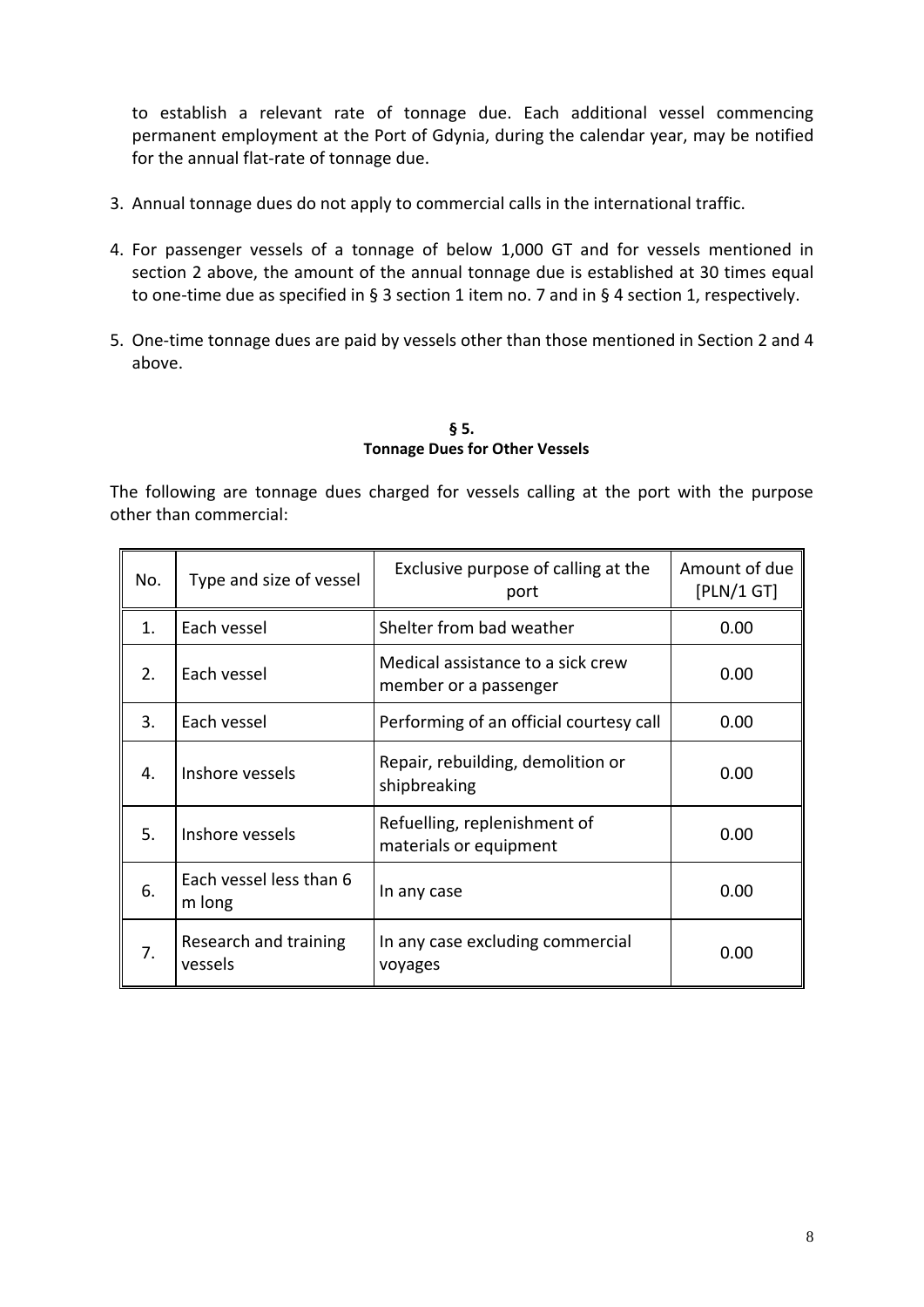to establish a relevant rate of tonnage due. Each additional vessel commencing permanent employment at the Port of Gdynia, during the calendar year, may be notified for the annual flat-rate of tonnage due.

3. Annual tonnage dues do not apply to commercial calls in the international traffic.

4. For passenger vessels of a tonnage of below 1,000 GT and for vessels mentioned in section 2 above, the amount of the annual tonnage due is established at 30 times equal to one-time due as specified in § 3 section 1 item no. 7 and in § 4 section 1, respectively.

5. One-time tonnage dues are paid by vessels other than those mentioned in Section 2 and 4 above.

**§ 5.**
**Tonnage Dues for Other Vessels**

The following are tonnage dues charged for vessels calling at the port with the purpose other than commercial:

| No. | Type and size of vessel | Exclusive purpose of calling at the port | Amount of due [PLN/1 GT] |
|---|---|---|---|
| 1. | Each vessel | Shelter from bad weather | 0.00 |
| 2. | Each vessel | Medical assistance to a sick crew member or a passenger | 0.00 |
| 3. | Each vessel | Performing of an official courtesy call | 0.00 |
| 4. | Inshore vessels | Repair, rebuilding, demolition or shipbreaking | 0.00 |
| 5. | Inshore vessels | Refuelling, replenishment of materials or equipment | 0.00 |
| 6. | Each vessel less than 6 m long | In any case | 0.00 |
| 7. | Research and training vessels | In any case excluding commercial voyages | 0.00 |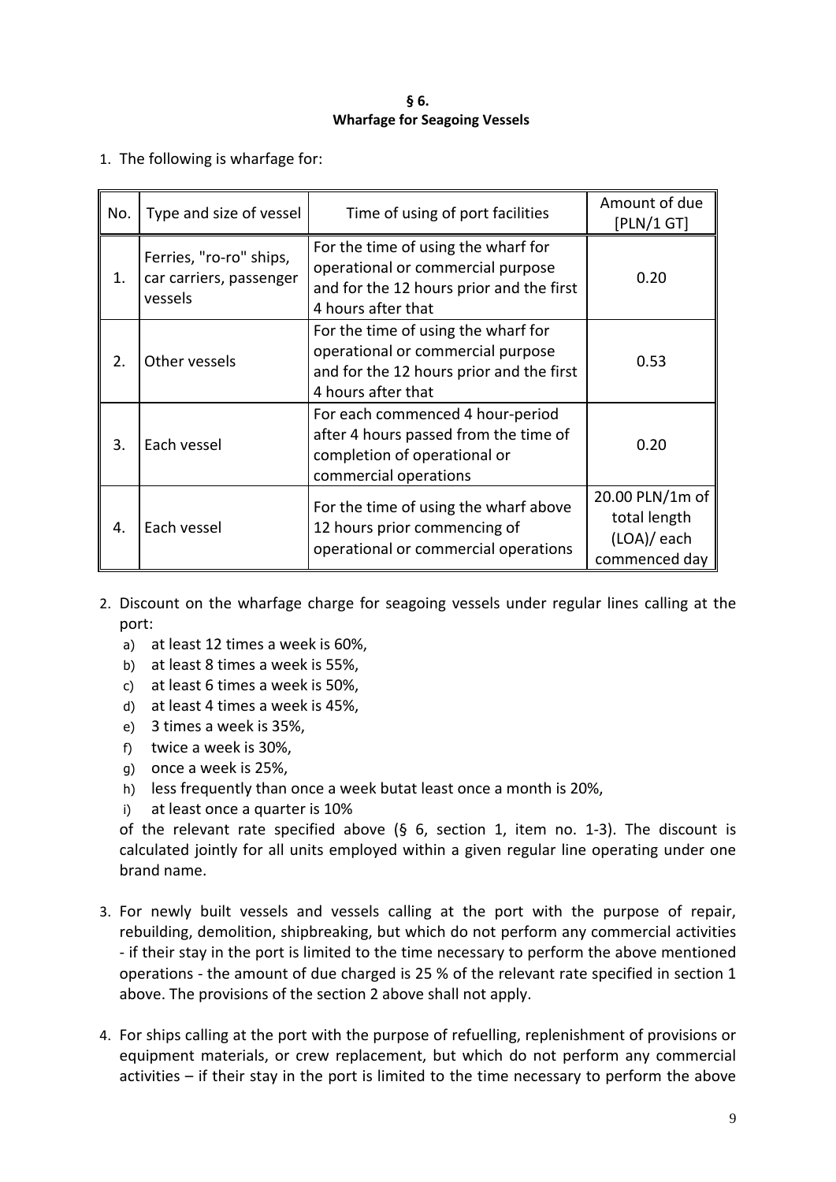**§ 6.**
**Wharfage for Seagoing Vessels**

1. The following is wharfage for:

| No. | Type and size of vessel | Time of using of port facilities | Amount of due [PLN/1 GT] |
|---|---|---|---|
| 1. | Ferries, "ro-ro" ships, car carriers, passenger vessels | For the time of using the wharf for operational or commercial purpose and for the 12 hours prior and the first 4 hours after that | 0.20 |
| 2. | Other vessels | For the time of using the wharf for operational or commercial purpose and for the 12 hours prior and the first 4 hours after that | 0.53 |
| 3. | Each vessel | For each commenced 4 hour-period after 4 hours passed from the time of completion of operational or commercial operations | 0.20 |
| 4. | Each vessel | For the time of using the wharf above 12 hours prior commencing of operational or commercial operations | 20.00 PLN/1m of total length (LOA)/ each commenced day |

2. Discount on the wharfage charge for seagoing vessels under regular lines calling at the port:
   a) at least 12 times a week is 60%,
   b) at least 8 times a week is 55%,
   c) at least 6 times a week is 50%,
   d) at least 4 times a week is 45%,
   e) 3 times a week is 35%,
   f) twice a week is 30%,
   g) once a week is 25%,
   h) less frequently than once a week butat least once a month is 20%,
   i) at least once a quarter is 10%

   of the relevant rate specified above (§ 6, section 1, item no. 1-3). The discount is calculated jointly for all units employed within a given regular line operating under one brand name.

3. For newly built vessels and vessels calling at the port with the purpose of repair, rebuilding, demolition, shipbreaking, but which do not perform any commercial activities - if their stay in the port is limited to the time necessary to perform the above mentioned operations - the amount of due charged is 25 % of the relevant rate specified in section 1 above. The provisions of the section 2 above shall not apply.

4. For ships calling at the port with the purpose of refuelling, replenishment of provisions or equipment materials, or crew replacement, but which do not perform any commercial activities – if their stay in the port is limited to the time necessary to perform the above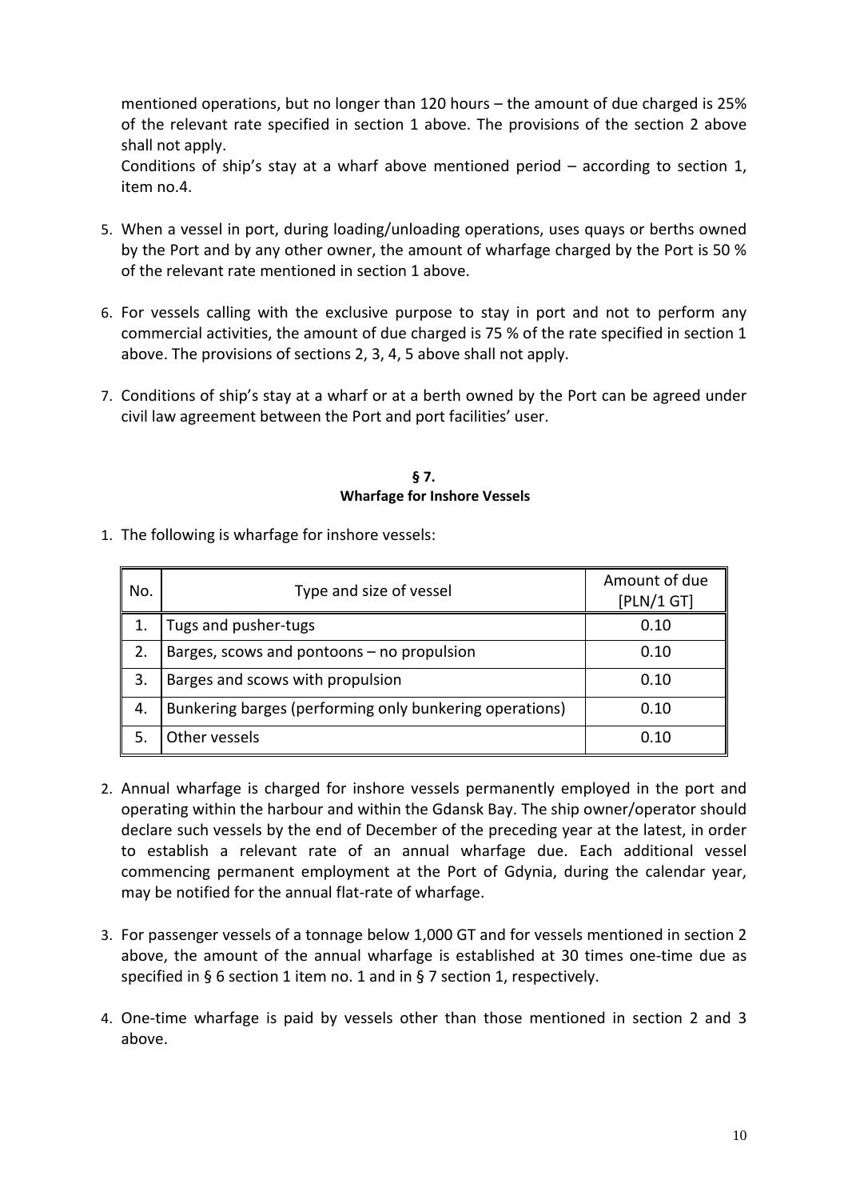mentioned operations, but no longer than 120 hours – the amount of due charged is 25% of the relevant rate specified in section 1 above. The provisions of the section 2 above shall not apply.

Conditions of ship's stay at a wharf above mentioned period – according to section 1, item no.4.

5. When a vessel in port, during loading/unloading operations, uses quays or berths owned by the Port and by any other owner, the amount of wharfage charged by the Port is 50 % of the relevant rate mentioned in section 1 above.

6. For vessels calling with the exclusive purpose to stay in port and not to perform any commercial activities, the amount of due charged is 75 % of the rate specified in section 1 above. The provisions of sections 2, 3, 4, 5 above shall not apply.

7. Conditions of ship's stay at a wharf or at a berth owned by the Port can be agreed under civil law agreement between the Port and port facilities' user.

## § 7.
## Wharfage for Inshore Vessels

1. The following is wharfage for inshore vessels:

| No. | Type and size of vessel | Amount of due [PLN/1 GT] |
|---|---|---|
| 1. | Tugs and pusher-tugs | 0.10 |
| 2. | Barges, scows and pontoons – no propulsion | 0.10 |
| 3. | Barges and scows with propulsion | 0.10 |
| 4. | Bunkering barges (performing only bunkering operations) | 0.10 |
| 5. | Other vessels | 0.10 |

2. Annual wharfage is charged for inshore vessels permanently employed in the port and operating within the harbour and within the Gdansk Bay. The ship owner/operator should declare such vessels by the end of December of the preceding year at the latest, in order to establish a relevant rate of an annual wharfage due. Each additional vessel commencing permanent employment at the Port of Gdynia, during the calendar year, may be notified for the annual flat-rate of wharfage.

3. For passenger vessels of a tonnage below 1,000 GT and for vessels mentioned in section 2 above, the amount of the annual wharfage is established at 30 times one-time due as specified in § 6 section 1 item no. 1 and in § 7 section 1, respectively.

4. One-time wharfage is paid by vessels other than those mentioned in section 2 and 3 above.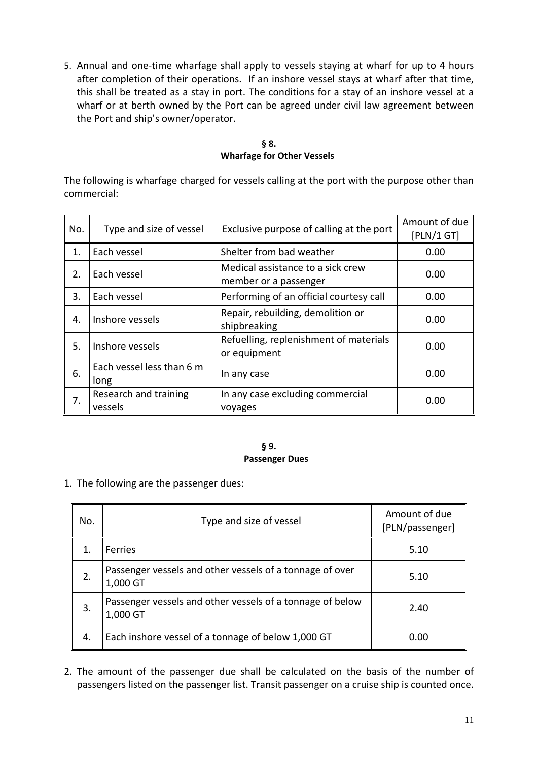5. Annual and one-time wharfage shall apply to vessels staying at wharf for up to 4 hours after completion of their operations. If an inshore vessel stays at wharf after that time, this shall be treated as a stay in port. The conditions for a stay of an inshore vessel at a wharf or at berth owned by the Port can be agreed under civil law agreement between the Port and ship's owner/operator.

## § 8.
## Wharfage for Other Vessels

The following is wharfage charged for vessels calling at the port with the purpose other than commercial:

| No. | Type and size of vessel | Exclusive purpose of calling at the port | Amount of due [PLN/1 GT] |
|---|---|---|---|
| 1. | Each vessel | Shelter from bad weather | 0.00 |
| 2. | Each vessel | Medical assistance to a sick crew member or a passenger | 0.00 |
| 3. | Each vessel | Performing of an official courtesy call | 0.00 |
| 4. | Inshore vessels | Repair, rebuilding, demolition or shipbreaking | 0.00 |
| 5. | Inshore vessels | Refuelling, replenishment of materials or equipment | 0.00 |
| 6. | Each vessel less than 6 m long | In any case | 0.00 |
| 7. | Research and training vessels | In any case excluding commercial voyages | 0.00 |

## § 9.
## Passenger Dues

1. The following are the passenger dues:

| No. | Type and size of vessel | Amount of due [PLN/passenger] |
|---|---|---|
| 1. | Ferries | 5.10 |
| 2. | Passenger vessels and other vessels of a tonnage of over 1,000 GT | 5.10 |
| 3. | Passenger vessels and other vessels of a tonnage of below 1,000 GT | 2.40 |
| 4. | Each inshore vessel of a tonnage of below 1,000 GT | 0.00 |

2. The amount of the passenger due shall be calculated on the basis of the number of passengers listed on the passenger list. Transit passenger on a cruise ship is counted once.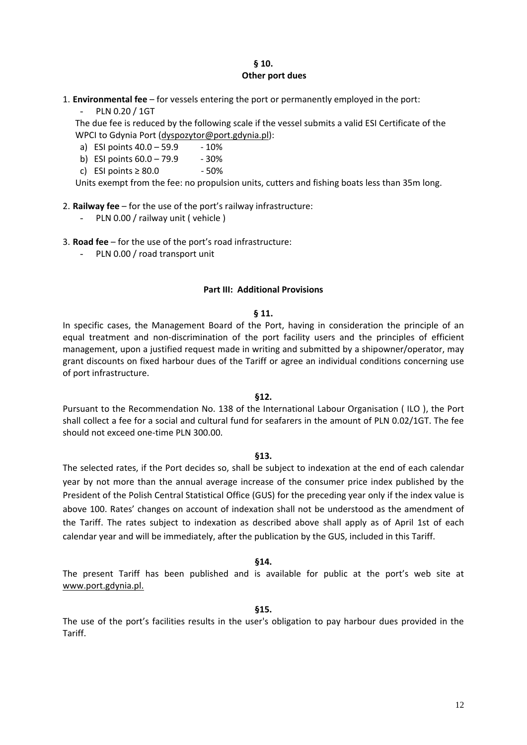## § 10.
## Other port dues

1. **Environmental fee** – for vessels entering the port or permanently employed in the port:
   - PLN 0.20 / 1GT

   The due fee is reduced by the following scale if the vessel submits a valid ESI Certificate of the WPCI to Gdynia Port (dyspozytor@port.gdynia.pl):

   a) ESI points 40.0 – 59.9 - 10%
   b) ESI points 60.0 – 79.9 - 30%
   c) ESI points ≥ 80.0 - 50%

   Units exempt from the fee: no propulsion units, cutters and fishing boats less than 35m long.

2. **Railway fee** – for the use of the port's railway infrastructure:
   - PLN 0.00 / railway unit ( vehicle )

3. **Road fee** – for the use of the port's road infrastructure:
   - PLN 0.00 / road transport unit

# Part III: Additional Provisions

## § 11.

In specific cases, the Management Board of the Port, having in consideration the principle of an equal treatment and non-discrimination of the port facility users and the principles of efficient management, upon a justified request made in writing and submitted by a shipowner/operator, may grant discounts on fixed harbour dues of the Tariff or agree an individual conditions concerning use of port infrastructure.

## §12.

Pursuant to the Recommendation No. 138 of the International Labour Organisation ( ILO ), the Port shall collect a fee for a social and cultural fund for seafarers in the amount of PLN 0.02/1GT. The fee should not exceed one-time PLN 300.00.

## §13.

The selected rates, if the Port decides so, shall be subject to indexation at the end of each calendar year by not more than the annual average increase of the consumer price index published by the President of the Polish Central Statistical Office (GUS) for the preceding year only if the index value is above 100. Rates' changes on account of indexation shall not be understood as the amendment of the Tariff. The rates subject to indexation as described above shall apply as of April 1st of each calendar year and will be immediately, after the publication by the GUS, included in this Tariff.

## §14.

The present Tariff has been published and is available for public at the port's web site at www.port.gdynia.pl.

## §15.

The use of the port's facilities results in the user's obligation to pay harbour dues provided in the Tariff.